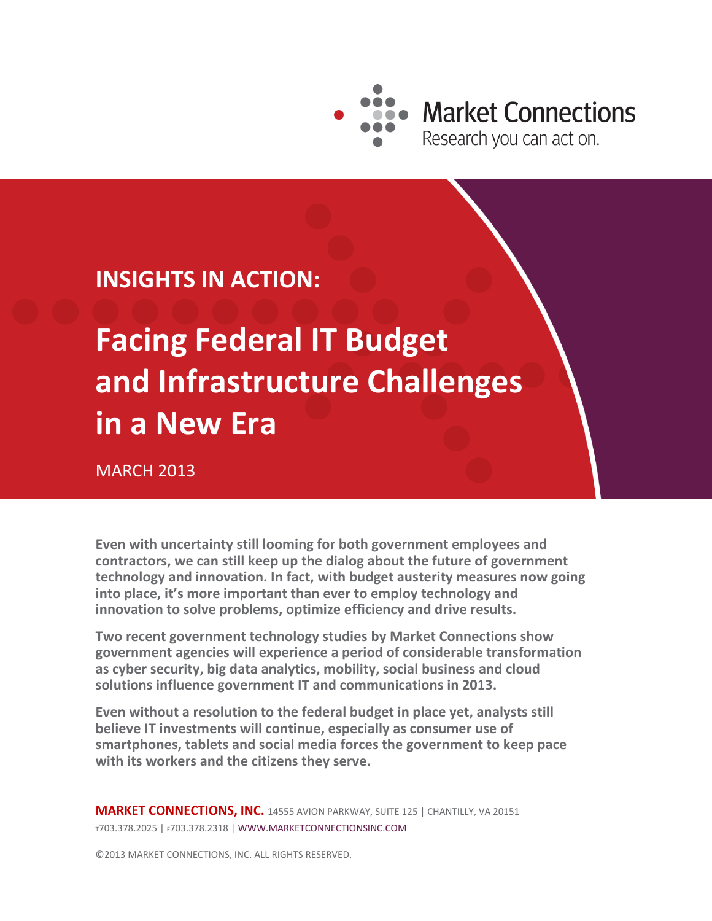Market Connections
Research you can act on.

## INSIGHTS IN ACTION:

# Facing Federal IT Budget and Infrastructure Challenges in a New Era

MARCH 2013

**Even with uncertainty still looming for both government employees and contractors, we can still keep up the dialog about the future of government technology and innovation. In fact, with budget austerity measures now going into place, it's more important than ever to employ technology and innovation to solve problems, optimize efficiency and drive results.**

**Two recent government technology studies by Market Connections show government agencies will experience a period of considerable transformation as cyber security, big data analytics, mobility, social business and cloud solutions influence government IT and communications in 2013.**

**Even without a resolution to the federal budget in place yet, analysts still believe IT investments will continue, especially as consumer use of smartphones, tablets and social media forces the government to keep pace with its workers and the citizens they serve.**

**MARKET CONNECTIONS, INC.** 14555 AVION PARKWAY, SUITE 125 | CHANTILLY, VA 20151
T703.378.2025 | F703.378.2318 | WWW.MARKETCONNECTIONSINC.COM

©2013 MARKET CONNECTIONS, INC. ALL RIGHTS RESERVED.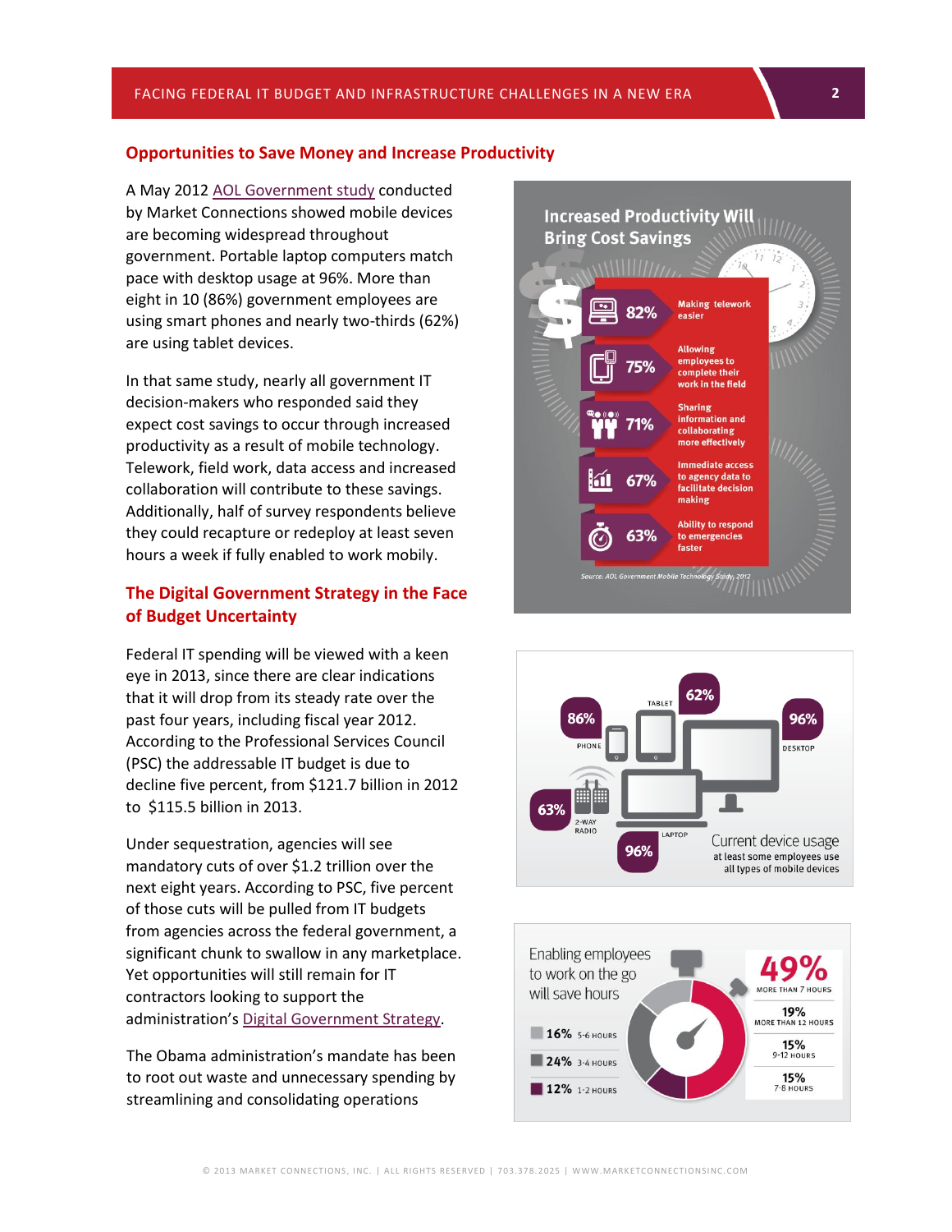## Opportunities to Save Money and Increase Productivity

A May 2012 AOL Government study conducted by Market Connections showed mobile devices are becoming widespread throughout government. Portable laptop computers match pace with desktop usage at 96%. More than eight in 10 (86%) government employees are using smart phones and nearly two-thirds (62%) are using tablet devices.

In that same study, nearly all government IT decision-makers who responded said they expect cost savings to occur through increased productivity as a result of mobile technology. Telework, field work, data access and increased collaboration will contribute to these savings. Additionally, half of survey respondents believe they could recapture or redeploy at least seven hours a week if fully enabled to work mobily.

## The Digital Government Strategy in the Face of Budget Uncertainty

Federal IT spending will be viewed with a keen eye in 2013, since there are clear indications that it will drop from its steady rate over the past four years, including fiscal year 2012. According to the Professional Services Council (PSC) the addressable IT budget is due to decline five percent, from $121.7 billion in 2012 to $115.5 billion in 2013.

Under sequestration, agencies will see mandatory cuts of over $1.2 trillion over the next eight years. According to PSC, five percent of those cuts will be pulled from IT budgets from agencies across the federal government, a significant chunk to swallow in any marketplace. Yet opportunities will still remain for IT contractors looking to support the administration's Digital Government Strategy.

The Obama administration's mandate has been to root out waste and unnecessary spending by streamlining and consolidating operations

**Increased Productivity Will Bring Cost Savings**

- 82% Making telework easier
- 75% Allowing employees to complete their work in the field
- 71% Sharing information and collaborating more effectively
- 67% Immediate access to agency data to facilitate decision making
- 63% Ability to respond to emergencies faster

Source: AOL Government Mobile Technology Study, 2012

**Current device usage** — at least some employees use all types of mobile devices

- Phone: 86%
- Tablet: 62%
- Desktop: 96%
- 2-Way Radio: 63%
- Laptop: 96%

**Enabling employees to work on the go will save hours**

- 49% More than 7 hours
  - 19% More than 12 hours
  - 15% 9-12 hours
  - 15% 7-8 hours
- 16% 5-6 hours
- 24% 3-4 hours
- 12% 1-2 hours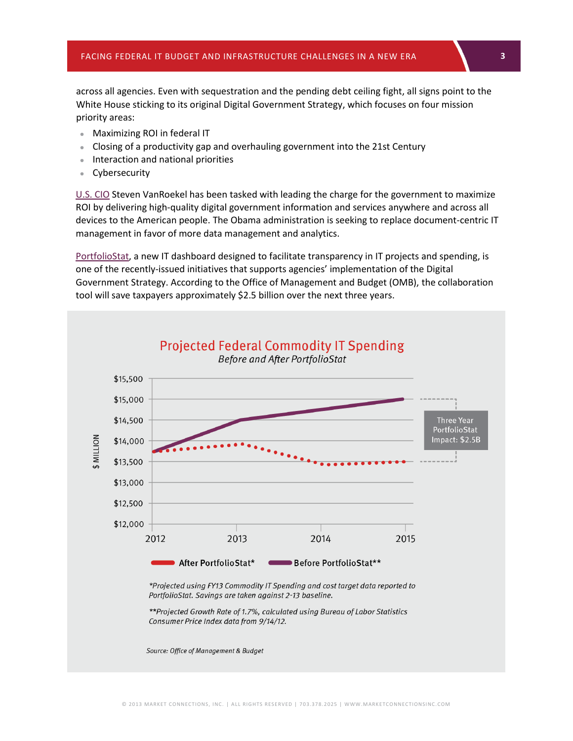across all agencies. Even with sequestration and the pending debt ceiling fight, all signs point to the White House sticking to its original Digital Government Strategy, which focuses on four mission priority areas:

- Maximizing ROI in federal IT
- Closing of a productivity gap and overhauling government into the 21st Century
- Interaction and national priorities
- Cybersecurity

U.S. CIO Steven VanRoekel has been tasked with leading the charge for the government to maximize ROI by delivering high-quality digital government information and services anywhere and across all devices to the American people. The Obama administration is seeking to replace document-centric IT management in favor of more data management and analytics.

PortfolioStat, a new IT dashboard designed to facilitate transparency in IT projects and spending, is one of the recently-issued initiatives that supports agencies' implementation of the Digital Government Strategy. According to the Office of Management and Budget (OMB), the collaboration tool will save taxpayers approximately $2.5 billion over the next three years.

## Projected Federal Commodity IT Spending

*Before and After PortfolioStat*

$ MILLION: $12,000 – $15,500; years 2012, 2013, 2014, 2015

Three Year PortfolioStat Impact: $2.5B

After PortfolioStat* — Before PortfolioStat**

*\*Projected using FY13 Commodity IT Spending and cost target data reported to PortfolioStat. Savings are taken against 2-13 baseline.*

*\*\*Projected Growth Rate of 1.7%, calculated using Bureau of Labor Statistics Consumer Price Index data from 9/14/12.*

*Source: Office of Management & Budget*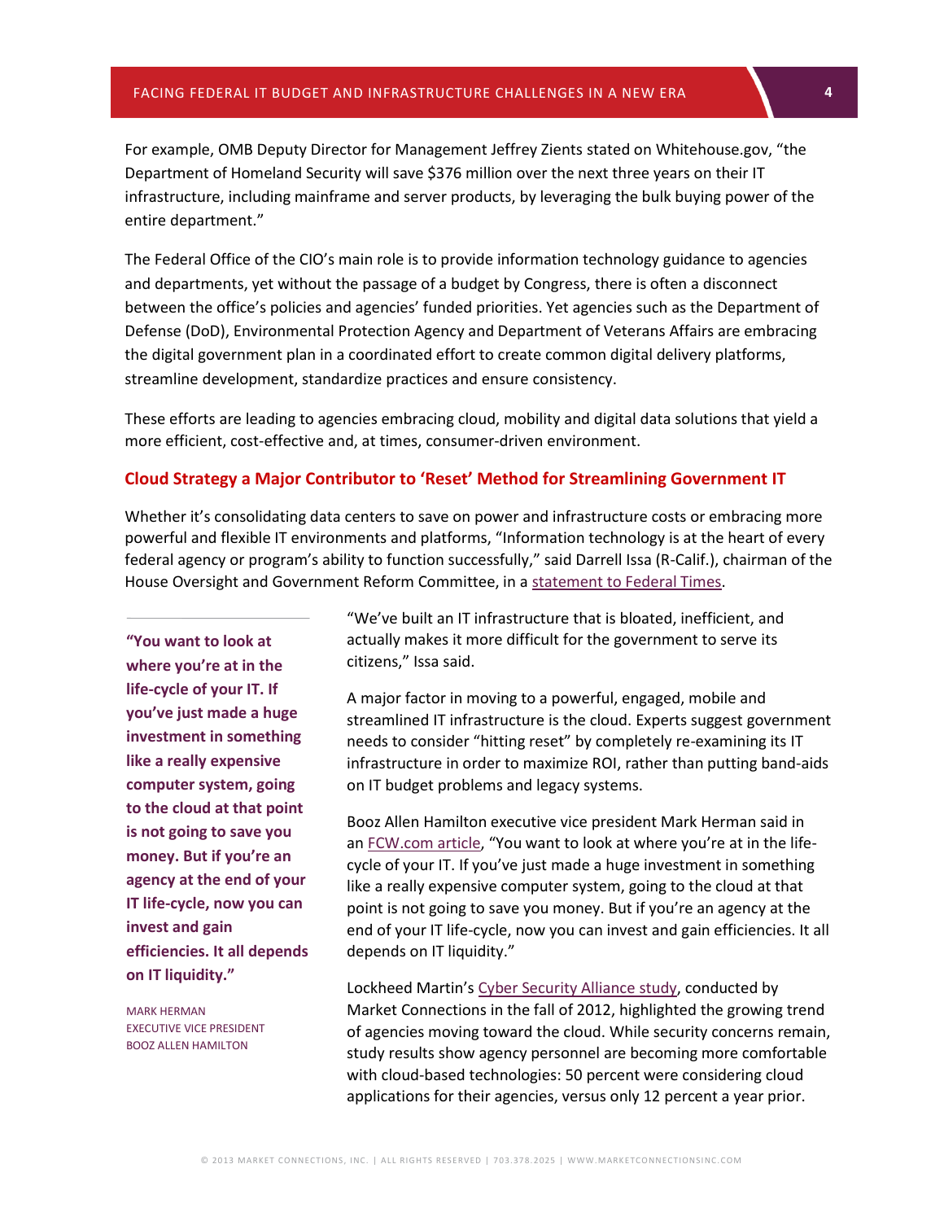For example, OMB Deputy Director for Management Jeffrey Zients stated on Whitehouse.gov, "the Department of Homeland Security will save $376 million over the next three years on their IT infrastructure, including mainframe and server products, by leveraging the bulk buying power of the entire department."

The Federal Office of the CIO's main role is to provide information technology guidance to agencies and departments, yet without the passage of a budget by Congress, there is often a disconnect between the office's policies and agencies' funded priorities. Yet agencies such as the Department of Defense (DoD), Environmental Protection Agency and Department of Veterans Affairs are embracing the digital government plan in a coordinated effort to create common digital delivery platforms, streamline development, standardize practices and ensure consistency.

These efforts are leading to agencies embracing cloud, mobility and digital data solutions that yield a more efficient, cost-effective and, at times, consumer-driven environment.

## Cloud Strategy a Major Contributor to 'Reset' Method for Streamlining Government IT

Whether it's consolidating data centers to save on power and infrastructure costs or embracing more powerful and flexible IT environments and platforms, "Information technology is at the heart of every federal agency or program's ability to function successfully," said Darrell Issa (R-Calif.), chairman of the House Oversight and Government Reform Committee, in a statement to Federal Times.

"We've built an IT infrastructure that is bloated, inefficient, and actually makes it more difficult for the government to serve its citizens," Issa said.

A major factor in moving to a powerful, engaged, mobile and streamlined IT infrastructure is the cloud. Experts suggest government needs to consider "hitting reset" by completely re-examining its IT infrastructure in order to maximize ROI, rather than putting band-aids on IT budget problems and legacy systems.

Booz Allen Hamilton executive vice president Mark Herman said in an FCW.com article, "You want to look at where you're at in the life-cycle of your IT. If you've just made a huge investment in something like a really expensive computer system, going to the cloud at that point is not going to save you money. But if you're an agency at the end of your IT life-cycle, now you can invest and gain efficiencies. It all depends on IT liquidity."

> **"You want to look at where you're at in the life-cycle of your IT. If you've just made a huge investment in something like a really expensive computer system, going to the cloud at that point is not going to save you money. But if you're an agency at the end of your IT life-cycle, now you can invest and gain efficiencies. It all depends on IT liquidity."**
>
> MARK HERMAN
> EXECUTIVE VICE PRESIDENT
> BOOZ ALLEN HAMILTON

Lockheed Martin's Cyber Security Alliance study, conducted by Market Connections in the fall of 2012, highlighted the growing trend of agencies moving toward the cloud. While security concerns remain, study results show agency personnel are becoming more comfortable with cloud-based technologies: 50 percent were considering cloud applications for their agencies, versus only 12 percent a year prior.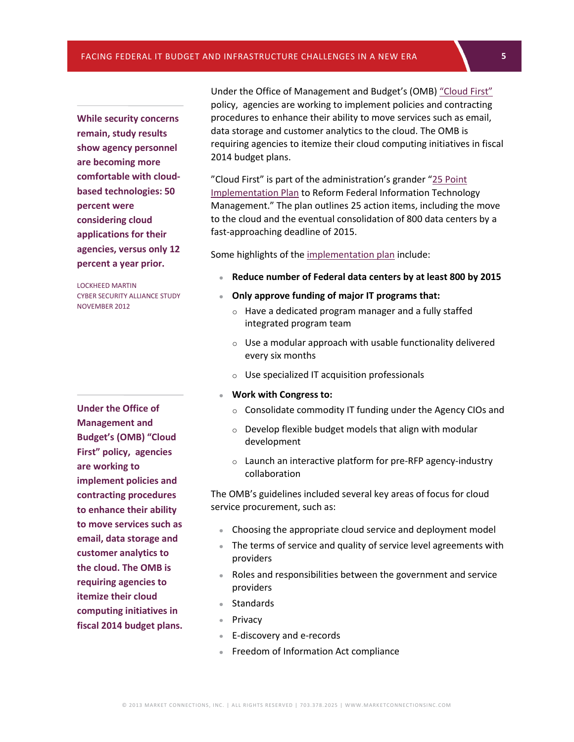**While security concerns remain, study results show agency personnel are becoming more comfortable with cloud-based technologies: 50 percent were considering cloud applications for their agencies, versus only 12 percent a year prior.**

LOCKHEED MARTIN
CYBER SECURITY ALLIANCE STUDY
NOVEMBER 2012

Under the Office of Management and Budget's (OMB) "Cloud First" policy, agencies are working to implement policies and contracting procedures to enhance their ability to move services such as email, data storage and customer analytics to the cloud. The OMB is requiring agencies to itemize their cloud computing initiatives in fiscal 2014 budget plans.

"Cloud First" is part of the administration's grander "25 Point Implementation Plan to Reform Federal Information Technology Management." The plan outlines 25 action items, including the move to the cloud and the eventual consolidation of 800 data centers by a fast-approaching deadline of 2015.

Some highlights of the implementation plan include:

- **Reduce number of Federal data centers by at least 800 by 2015**
- **Only approve funding of major IT programs that:**
  - Have a dedicated program manager and a fully staffed integrated program team
  - Use a modular approach with usable functionality delivered every six months
  - Use specialized IT acquisition professionals
- **Work with Congress to:**
  - Consolidate commodity IT funding under the Agency CIOs and
  - Develop flexible budget models that align with modular development
  - Launch an interactive platform for pre-RFP agency-industry collaboration

The OMB's guidelines included several key areas of focus for cloud service procurement, such as:

- Choosing the appropriate cloud service and deployment model
- The terms of service and quality of service level agreements with providers
- Roles and responsibilities between the government and service providers
- Standards
- Privacy
- E-discovery and e-records
- Freedom of Information Act compliance

**Under the Office of Management and Budget's (OMB) "Cloud First" policy, agencies are working to implement policies and contracting procedures to enhance their ability to move services such as email, data storage and customer analytics to the cloud. The OMB is requiring agencies to itemize their cloud computing initiatives in fiscal 2014 budget plans.**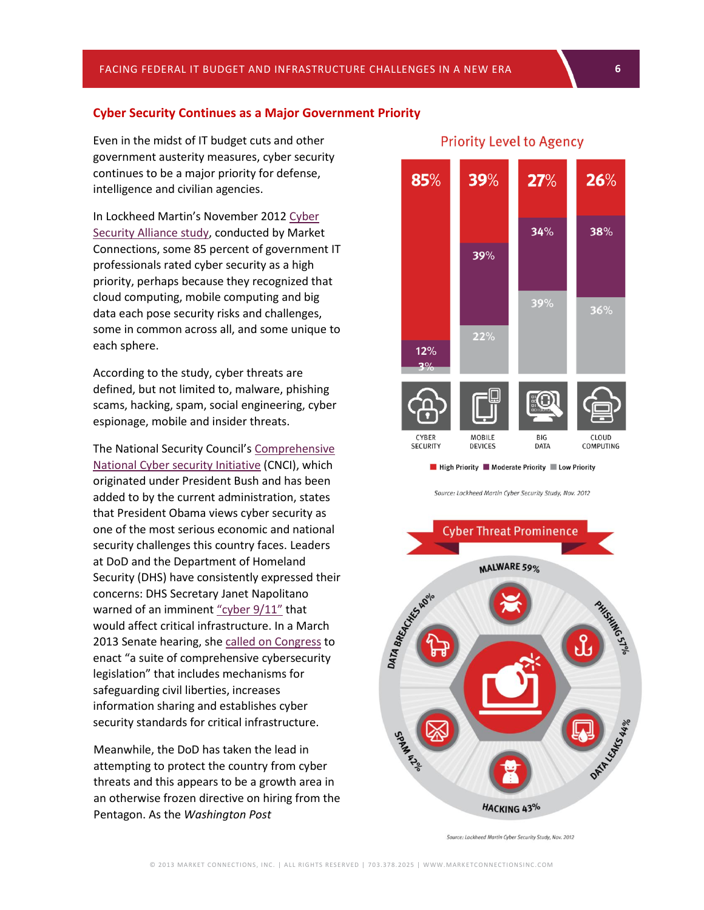## Cyber Security Continues as a Major Government Priority

Even in the midst of IT budget cuts and other government austerity measures, cyber security continues to be a major priority for defense, intelligence and civilian agencies.

In Lockheed Martin's November 2012 Cyber Security Alliance study, conducted by Market Connections, some 85 percent of government IT professionals rated cyber security as a high priority, perhaps because they recognized that cloud computing, mobile computing and big data each pose security risks and challenges, some in common across all, and some unique to each sphere.

According to the study, cyber threats are defined, but not limited to, malware, phishing scams, hacking, spam, social engineering, cyber espionage, mobile and insider threats.

The National Security Council's Comprehensive National Cyber security Initiative (CNCI), which originated under President Bush and has been added to by the current administration, states that President Obama views cyber security as one of the most serious economic and national security challenges this country faces. Leaders at DoD and the Department of Homeland Security (DHS) have consistently expressed their concerns: DHS Secretary Janet Napolitano warned of an imminent "cyber 9/11" that would affect critical infrastructure. In a March 2013 Senate hearing, she called on Congress to enact "a suite of comprehensive cybersecurity legislation" that includes mechanisms for safeguarding civil liberties, increases information sharing and establishes cyber security standards for critical infrastructure.

Meanwhile, the DoD has taken the lead in attempting to protect the country from cyber threats and this appears to be a growth area in an otherwise frozen directive on hiring from the Pentagon. As the *Washington Post*

### Priority Level to Agency

| | Cyber Security | Mobile Devices | Big Data | Cloud Computing |
|---|---|---|---|---|
| High Priority | 85% | 39% | 27% | 26% |
| Moderate Priority | 12% | 39% | 34% | 38% |
| Low Priority | 3% | 22% | 39% | 36% |

Source: Lockheed Martin Cyber Security Study, Nov. 2012

### Cyber Threat Prominence

| Threat | Prominence |
|---|---|
| Malware | 59% |
| Phishing | 57% |
| Data Leaks | 44% |
| Hacking | 43% |
| Spam | 42% |
| Data Breaches | 40% |

Source: Lockheed Martin Cyber Security Study, Nov. 2012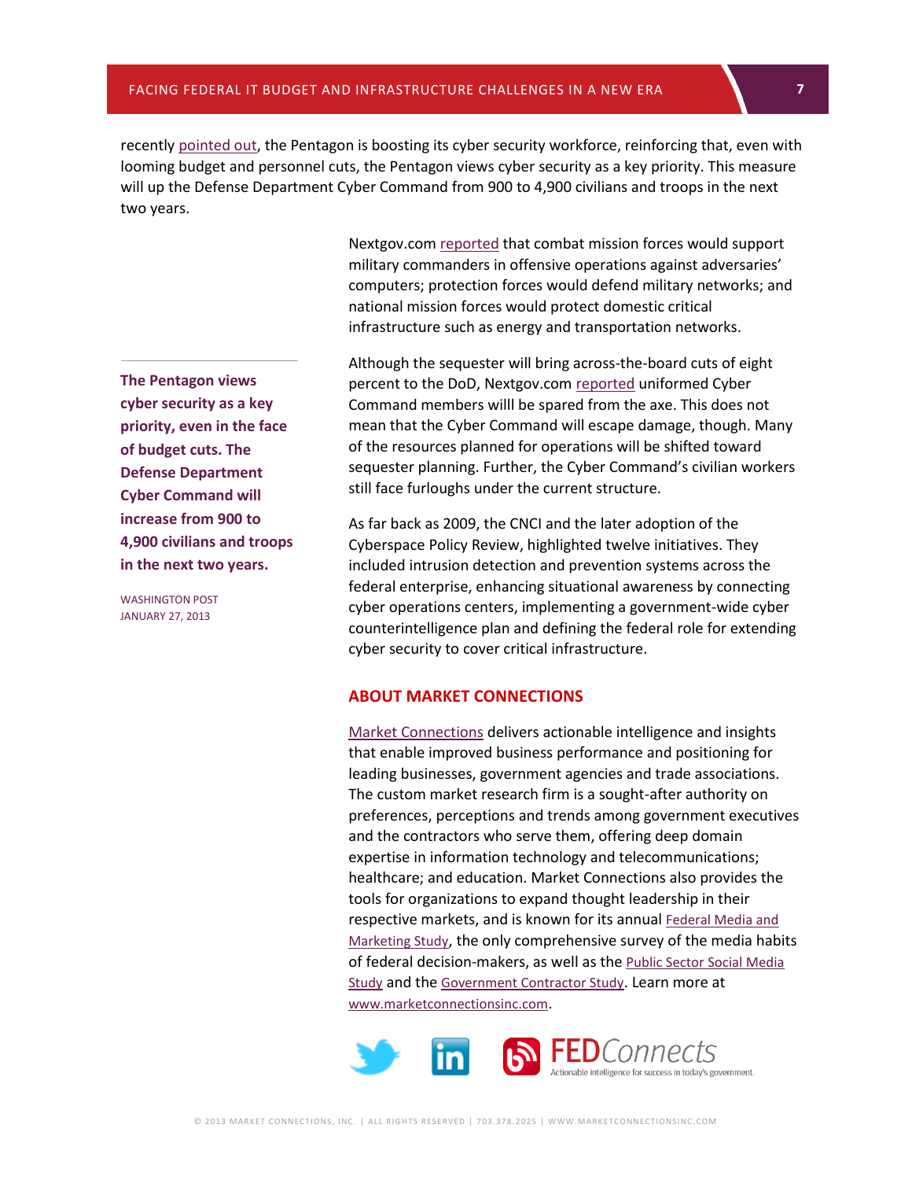recently pointed out, the Pentagon is boosting its cyber security workforce, reinforcing that, even with looming budget and personnel cuts, the Pentagon views cyber security as a key priority. This measure will up the Defense Department Cyber Command from 900 to 4,900 civilians and troops in the next two years.

Nextgov.com reported that combat mission forces would support military commanders in offensive operations against adversaries' computers; protection forces would defend military networks; and national mission forces would protect domestic critical infrastructure such as energy and transportation networks.

**The Pentagon views cyber security as a key priority, even in the face of budget cuts. The Defense Department Cyber Command will increase from 900 to 4,900 civilians and troops in the next two years.**

WASHINGTON POST
JANUARY 27, 2013

Although the sequester will bring across-the-board cuts of eight percent to the DoD, Nextgov.com reported uniformed Cyber Command members willl be spared from the axe. This does not mean that the Cyber Command will escape damage, though. Many of the resources planned for operations will be shifted toward sequester planning. Further, the Cyber Command's civilian workers still face furloughs under the current structure.

As far back as 2009, the CNCI and the later adoption of the Cyberspace Policy Review, highlighted twelve initiatives. They included intrusion detection and prevention systems across the federal enterprise, enhancing situational awareness by connecting cyber operations centers, implementing a government-wide cyber counterintelligence plan and defining the federal role for extending cyber security to cover critical infrastructure.

## ABOUT MARKET CONNECTIONS

Market Connections delivers actionable intelligence and insights that enable improved business performance and positioning for leading businesses, government agencies and trade associations. The custom market research firm is a sought-after authority on preferences, perceptions and trends among government executives and the contractors who serve them, offering deep domain expertise in information technology and telecommunications; healthcare; and education. Market Connections also provides the tools for organizations to expand thought leadership in their respective markets, and is known for its annual Federal Media and Marketing Study, the only comprehensive survey of the media habits of federal decision-makers, as well as the Public Sector Social Media Study and the Government Contractor Study. Learn more at www.marketconnectionsinc.com.

FEDConnects
Actionable intelligence for success in today's government.